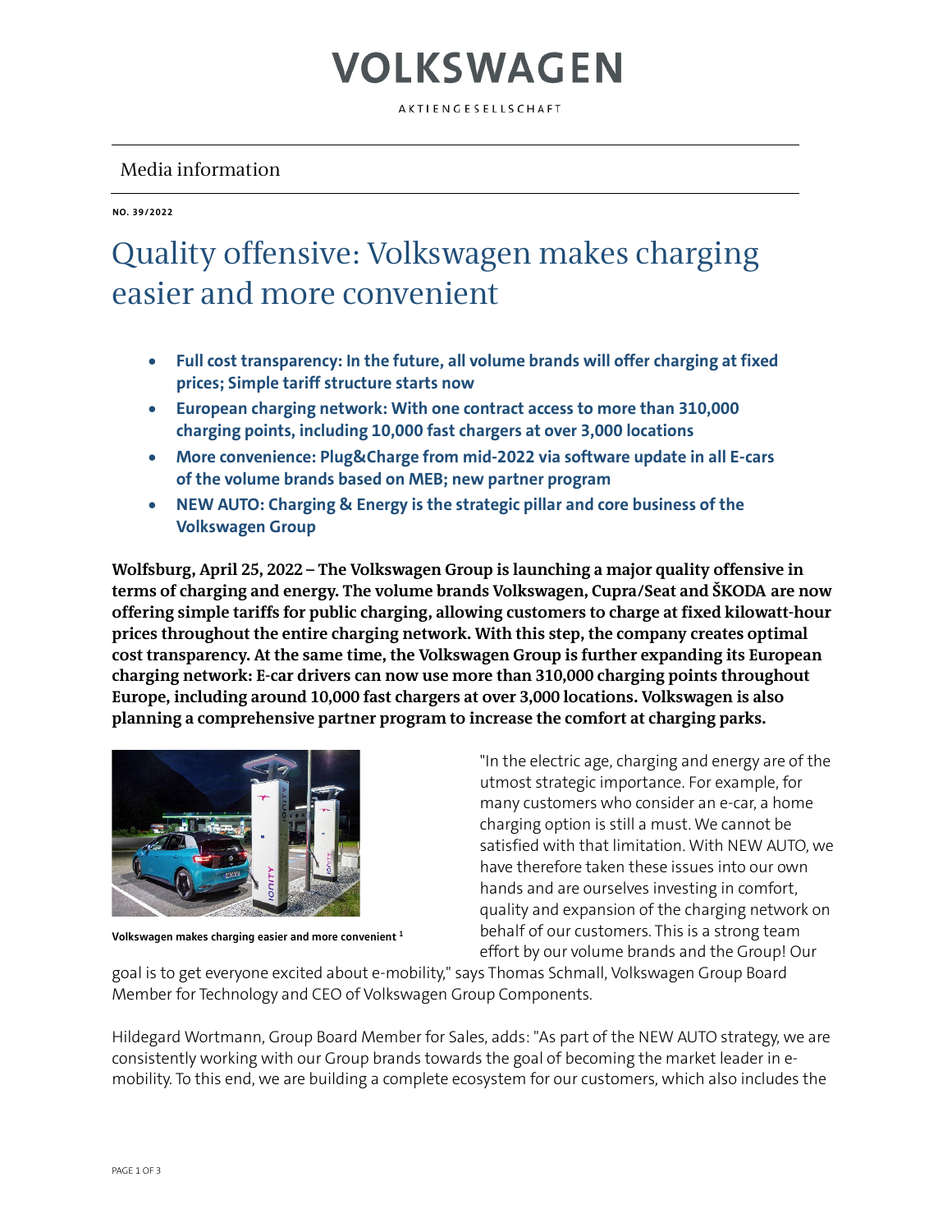# VOLKSWAGEN

AKTIENGESELLSCHAFT

Media information

**NO. 39/2022**

# Quality offensive: Volkswagen makes charging easier and more convenient

- **Full cost transparency: In the future, all volume brands will offer charging at fixed prices; Simple tariff structure starts now**
- **European charging network: With one contract access to more than 310,000 charging points, including 10,000 fast chargers at over 3,000 locations**
- **More convenience: Plug&Charge from mid-2022 via software update in all E-cars of the volume brands based on MEB; new partner program**
- **NEW AUTO: Charging & Energy is the strategic pillar and core business of the Volkswagen Group**

**Wolfsburg, April 25, 2022 – The Volkswagen Group is launching a major quality offensive in terms of charging and energy. The volume brands Volkswagen, Cupra/Seat and ŠKODA are now offering simple tariffs for public charging, allowing customers to charge at fixed kilowatt-hour prices throughout the entire charging network. With this step, the company creates optimal cost transparency. At the same time, the Volkswagen Group is further expanding its European charging network: E-car drivers can now use more than 310,000 charging points throughout Europe, including around 10,000 fast chargers at over 3,000 locations. Volkswagen is also planning a comprehensive partner program to increase the comfort at charging parks.**

**Volkswagen makes charging easier and more convenient [1]**

"In the electric age, charging and energy are of the utmost strategic importance. For example, for many customers who consider an e-car, a home charging option is still a must. We cannot be satisfied with that limitation. With NEW AUTO, we have therefore taken these issues into our own hands and are ourselves investing in comfort, quality and expansion of the charging network on behalf of our customers. This is a strong team effort by our volume brands and the Group! Our goal is to get everyone excited about e-mobility," says Thomas Schmall, Volkswagen Group Board Member for Technology and CEO of Volkswagen Group Components.

Hildegard Wortmann, Group Board Member for Sales, adds: "As part of the NEW AUTO strategy, we are consistently working with our Group brands towards the goal of becoming the market leader in e-mobility. To this end, we are building a complete ecosystem for our customers, which also includes the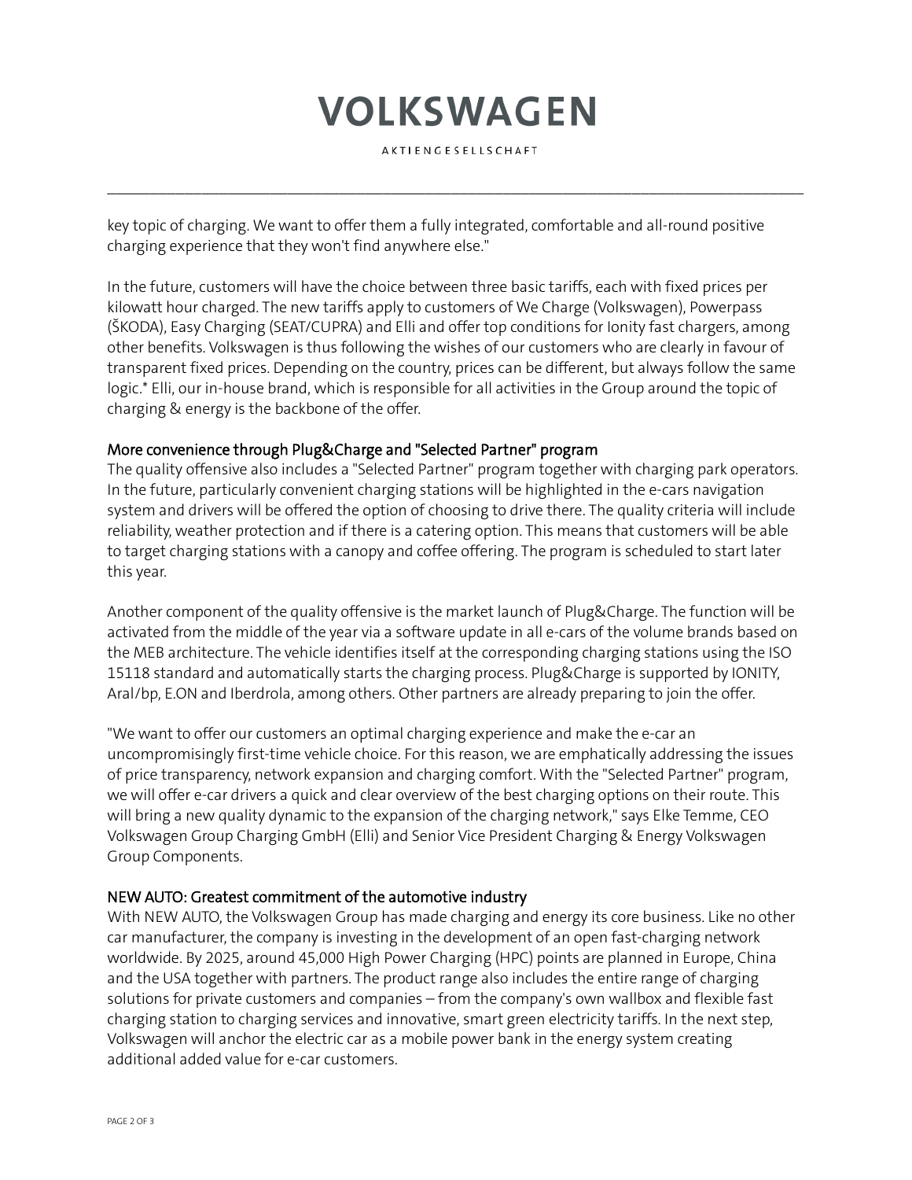key topic of charging. We want to offer them a fully integrated, comfortable and all-round positive charging experience that they won't find anywhere else."

In the future, customers will have the choice between three basic tariffs, each with fixed prices per kilowatt hour charged. The new tariffs apply to customers of We Charge (Volkswagen), Powerpass (ŠKODA), Easy Charging (SEAT/CUPRA) and Elli and offer top conditions for Ionity fast chargers, among other benefits. Volkswagen is thus following the wishes of our customers who are clearly in favour of transparent fixed prices. Depending on the country, prices can be different, but always follow the same logic.* Elli, our in-house brand, which is responsible for all activities in the Group around the topic of charging & energy is the backbone of the offer.

## More convenience through Plug&Charge and "Selected Partner" program

The quality offensive also includes a "Selected Partner" program together with charging park operators. In the future, particularly convenient charging stations will be highlighted in the e-cars navigation system and drivers will be offered the option of choosing to drive there. The quality criteria will include reliability, weather protection and if there is a catering option. This means that customers will be able to target charging stations with a canopy and coffee offering. The program is scheduled to start later this year.

Another component of the quality offensive is the market launch of Plug&Charge. The function will be activated from the middle of the year via a software update in all e-cars of the volume brands based on the MEB architecture. The vehicle identifies itself at the corresponding charging stations using the ISO 15118 standard and automatically starts the charging process. Plug&Charge is supported by IONITY, Aral/bp, E.ON and Iberdrola, among others. Other partners are already preparing to join the offer.

"We want to offer our customers an optimal charging experience and make the e-car an uncompromisingly first-time vehicle choice. For this reason, we are emphatically addressing the issues of price transparency, network expansion and charging comfort. With the "Selected Partner" program, we will offer e-car drivers a quick and clear overview of the best charging options on their route. This will bring a new quality dynamic to the expansion of the charging network," says Elke Temme, CEO Volkswagen Group Charging GmbH (Elli) and Senior Vice President Charging & Energy Volkswagen Group Components.

## NEW AUTO: Greatest commitment of the automotive industry

With NEW AUTO, the Volkswagen Group has made charging and energy its core business. Like no other car manufacturer, the company is investing in the development of an open fast-charging network worldwide. By 2025, around 45,000 High Power Charging (HPC) points are planned in Europe, China and the USA together with partners. The product range also includes the entire range of charging solutions for private customers and companies – from the company's own wallbox and flexible fast charging station to charging services and innovative, smart green electricity tariffs. In the next step, Volkswagen will anchor the electric car as a mobile power bank in the energy system creating additional added value for e-car customers.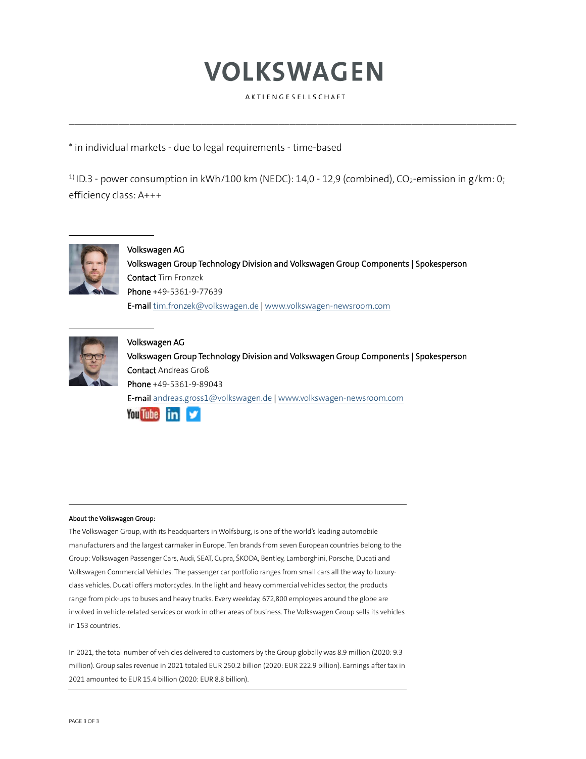**VOLKSWAGEN**

AKTIENGESELLSCHAFT

* in individual markets - due to legal requirements - time-based

[1] ID.3 - power consumption in kWh/100 km (NEDC): 14,0 - 12,9 (combined), $CO_2$-emission in g/km: 0; efficiency class: A+++

Volkswagen AG
Volkswagen Group Technology Division and Volkswagen Group Components | Spokesperson
**Contact** Tim Fronzek
**Phone** +49-5361-9-77639
**E-mail** tim.fronzek@volkswagen.de | www.volkswagen-newsroom.com

Volkswagen AG
Volkswagen Group Technology Division and Volkswagen Group Components | Spokesperson
**Contact** Andreas Groß
**Phone** +49-5361-9-89043
**E-mail** andreas.gross1@volkswagen.de | www.volkswagen-newsroom.com

**About the Volkswagen Group:**

The Volkswagen Group, with its headquarters in Wolfsburg, is one of the world's leading automobile manufacturers and the largest carmaker in Europe. Ten brands from seven European countries belong to the Group: Volkswagen Passenger Cars, Audi, SEAT, Cupra, ŠKODA, Bentley, Lamborghini, Porsche, Ducati and Volkswagen Commercial Vehicles. The passenger car portfolio ranges from small cars all the way to luxury-class vehicles. Ducati offers motorcycles. In the light and heavy commercial vehicles sector, the products range from pick-ups to buses and heavy trucks. Every weekday, 672,800 employees around the globe are involved in vehicle-related services or work in other areas of business. The Volkswagen Group sells its vehicles in 153 countries.

In 2021, the total number of vehicles delivered to customers by the Group globally was 8.9 million (2020: 9.3 million). Group sales revenue in 2021 totaled EUR 250.2 billion (2020: EUR 222.9 billion). Earnings after tax in 2021 amounted to EUR 15.4 billion (2020: EUR 8.8 billion).